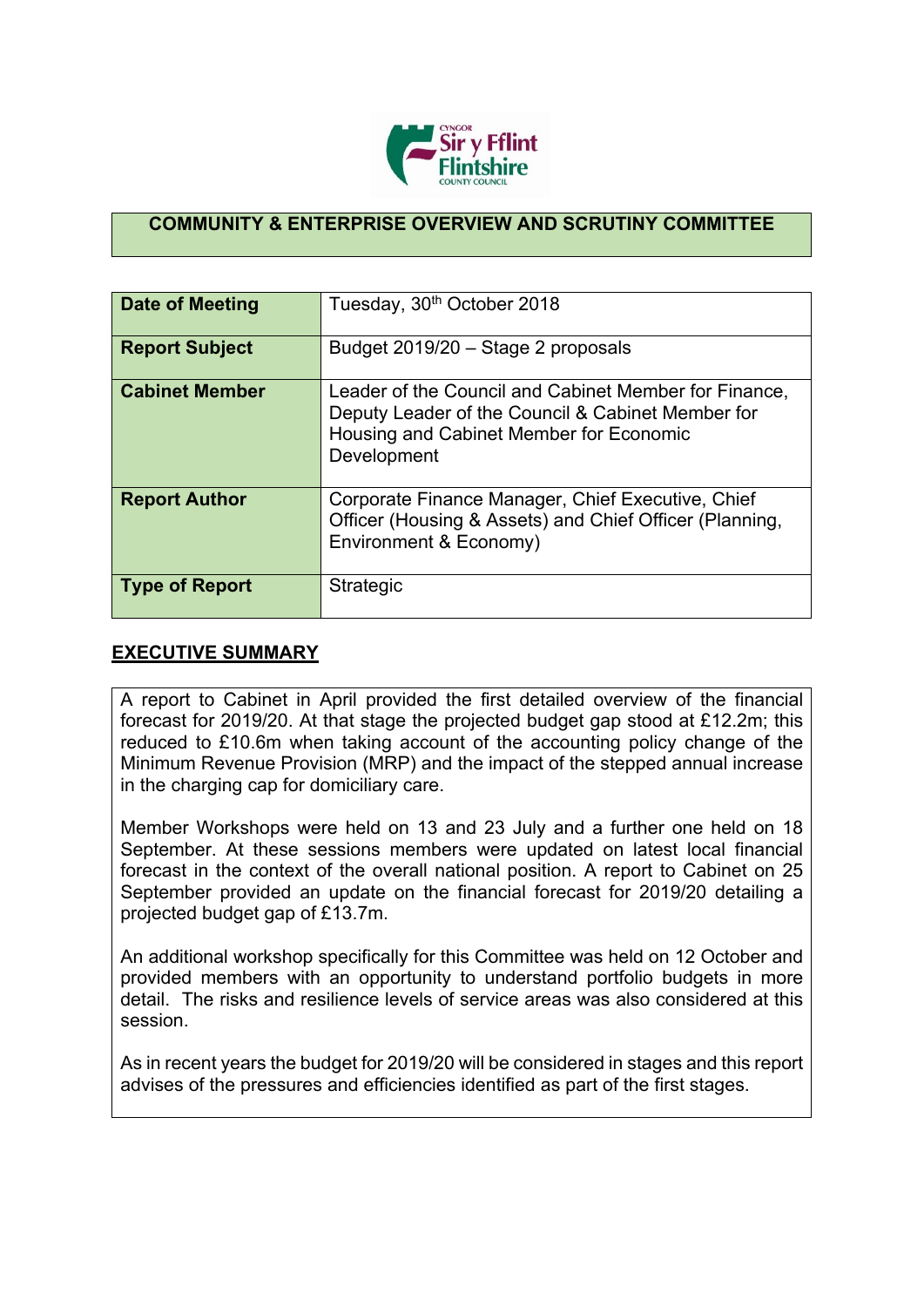## COMMUNITY & ENTERPRISE OVERVIEW AND SCRUTINY COMMITTEE

| Date of Meeting | Tuesday, 30th October 2018 |
|---|---|
| **Report Subject** | Budget 2019/20 – Stage 2 proposals |
| **Cabinet Member** | Leader of the Council and Cabinet Member for Finance, Deputy Leader of the Council & Cabinet Member for Housing and Cabinet Member for Economic Development |
| **Report Author** | Corporate Finance Manager, Chief Executive, Chief Officer (Housing & Assets) and Chief Officer (Planning, Environment & Economy) |
| **Type of Report** | Strategic |

## EXECUTIVE SUMMARY

A report to Cabinet in April provided the first detailed overview of the financial forecast for 2019/20. At that stage the projected budget gap stood at £12.2m; this reduced to £10.6m when taking account of the accounting policy change of the Minimum Revenue Provision (MRP) and the impact of the stepped annual increase in the charging cap for domiciliary care.

Member Workshops were held on 13 and 23 July and a further one held on 18 September. At these sessions members were updated on latest local financial forecast in the context of the overall national position. A report to Cabinet on 25 September provided an update on the financial forecast for 2019/20 detailing a projected budget gap of £13.7m.

An additional workshop specifically for this Committee was held on 12 October and provided members with an opportunity to understand portfolio budgets in more detail. The risks and resilience levels of service areas was also considered at this session.

As in recent years the budget for 2019/20 will be considered in stages and this report advises of the pressures and efficiencies identified as part of the first stages.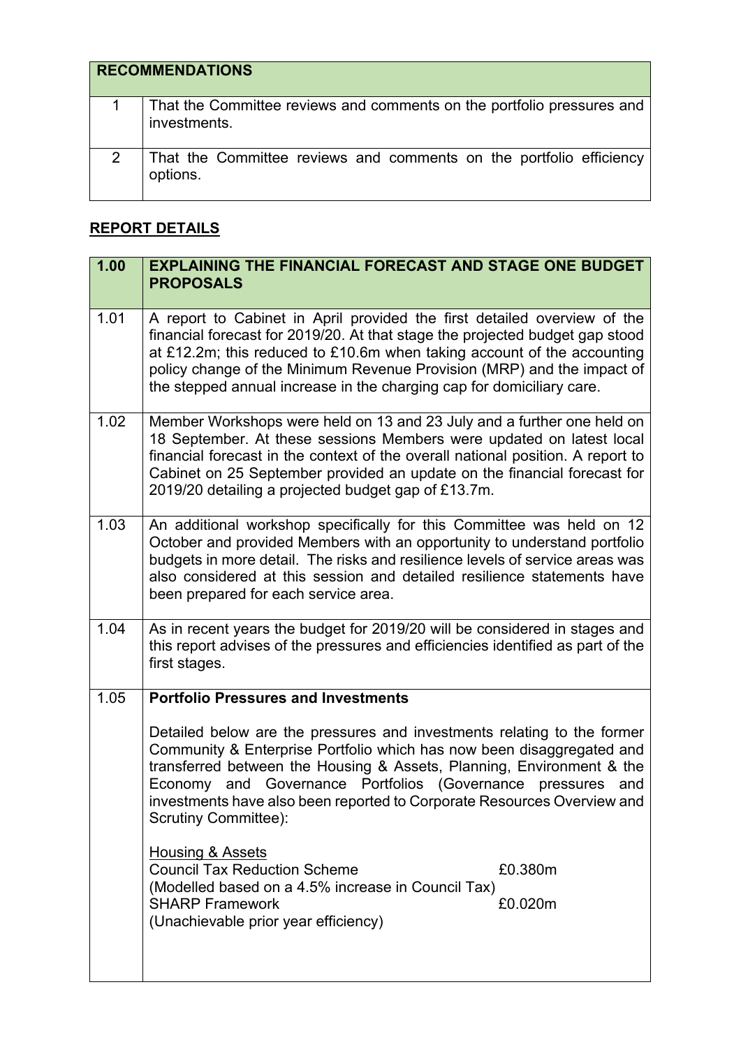| RECOMMENDATIONS | |
|---|---|
| 1 | That the Committee reviews and comments on the portfolio pressures and investments. |
| 2 | That the Committee reviews and comments on the portfolio efficiency options. |

## REPORT DETAILS

| 1.00 | EXPLAINING THE FINANCIAL FORECAST AND STAGE ONE BUDGET PROPOSALS |
|---|---|
| 1.01 | A report to Cabinet in April provided the first detailed overview of the financial forecast for 2019/20. At that stage the projected budget gap stood at £12.2m; this reduced to £10.6m when taking account of the accounting policy change of the Minimum Revenue Provision (MRP) and the impact of the stepped annual increase in the charging cap for domiciliary care. |
| 1.02 | Member Workshops were held on 13 and 23 July and a further one held on 18 September. At these sessions Members were updated on latest local financial forecast in the context of the overall national position. A report to Cabinet on 25 September provided an update on the financial forecast for 2019/20 detailing a projected budget gap of £13.7m. |
| 1.03 | An additional workshop specifically for this Committee was held on 12 October and provided Members with an opportunity to understand portfolio budgets in more detail. The risks and resilience levels of service areas was also considered at this session and detailed resilience statements have been prepared for each service area. |
| 1.04 | As in recent years the budget for 2019/20 will be considered in stages and this report advises of the pressures and efficiencies identified as part of the first stages. |
| 1.05 | **Portfolio Pressures and Investments**<br><br>Detailed below are the pressures and investments relating to the former Community & Enterprise Portfolio which has now been disaggregated and transferred between the Housing & Assets, Planning, Environment & the Economy and Governance Portfolios (Governance pressures and investments have also been reported to Corporate Resources Overview and Scrutiny Committee):<br><br><u>Housing & Assets</u><br>Council Tax Reduction Scheme £0.380m<br>(Modelled based on a 4.5% increase in Council Tax)<br>SHARP Framework £0.020m<br>(Unachievable prior year efficiency) |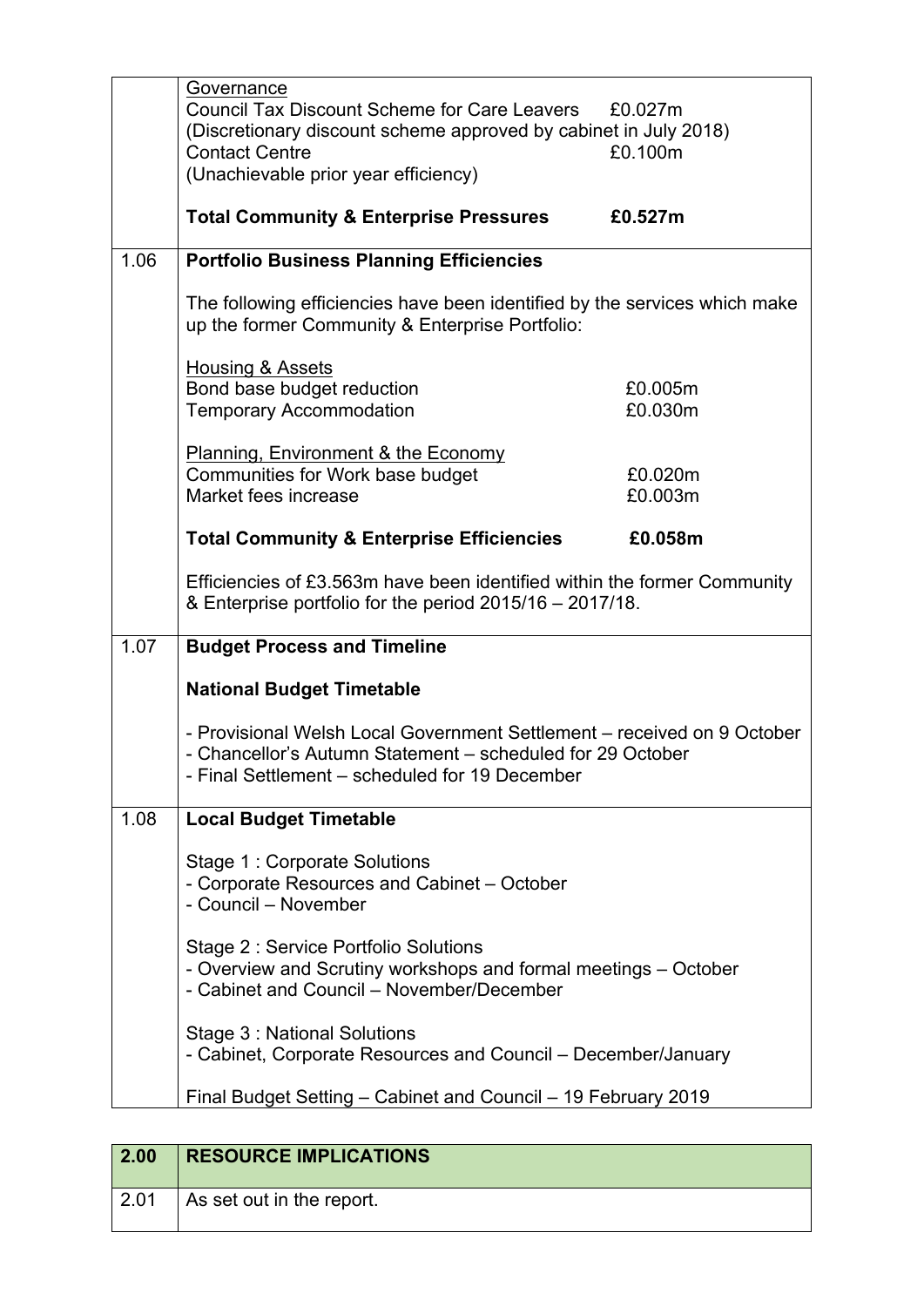| | |
|---|---|
| | Governance<br>Council Tax Discount Scheme for Care Leavers £0.027m<br>(Discretionary discount scheme approved by cabinet in July 2018)<br>Contact Centre £0.100m<br>(Unachievable prior year efficiency)<br><br>**Total Community & Enterprise Pressures £0.527m** |
| 1.06 | **Portfolio Business Planning Efficiencies**<br><br>The following efficiencies have been identified by the services which make up the former Community & Enterprise Portfolio:<br><br>Housing & Assets<br>Bond base budget reduction £0.005m<br>Temporary Accommodation £0.030m<br><br>Planning, Environment & the Economy<br>Communities for Work base budget £0.020m<br>Market fees increase £0.003m<br><br>**Total Community & Enterprise Efficiencies £0.058m**<br><br>Efficiencies of £3.563m have been identified within the former Community & Enterprise portfolio for the period 2015/16 – 2017/18. |
| 1.07 | **Budget Process and Timeline**<br><br>**National Budget Timetable**<br><br>- Provisional Welsh Local Government Settlement – received on 9 October<br>- Chancellor's Autumn Statement – scheduled for 29 October<br>- Final Settlement – scheduled for 19 December |
| 1.08 | **Local Budget Timetable**<br><br>Stage 1 : Corporate Solutions<br>- Corporate Resources and Cabinet – October<br>- Council – November<br><br>Stage 2 : Service Portfolio Solutions<br>- Overview and Scrutiny workshops and formal meetings – October<br>- Cabinet and Council – November/December<br><br>Stage 3 : National Solutions<br>- Cabinet, Corporate Resources and Council – December/January<br><br>Final Budget Setting – Cabinet and Council – 19 February 2019 |

| 2.00 | RESOURCE IMPLICATIONS |
|---|---|
| 2.01 | As set out in the report. |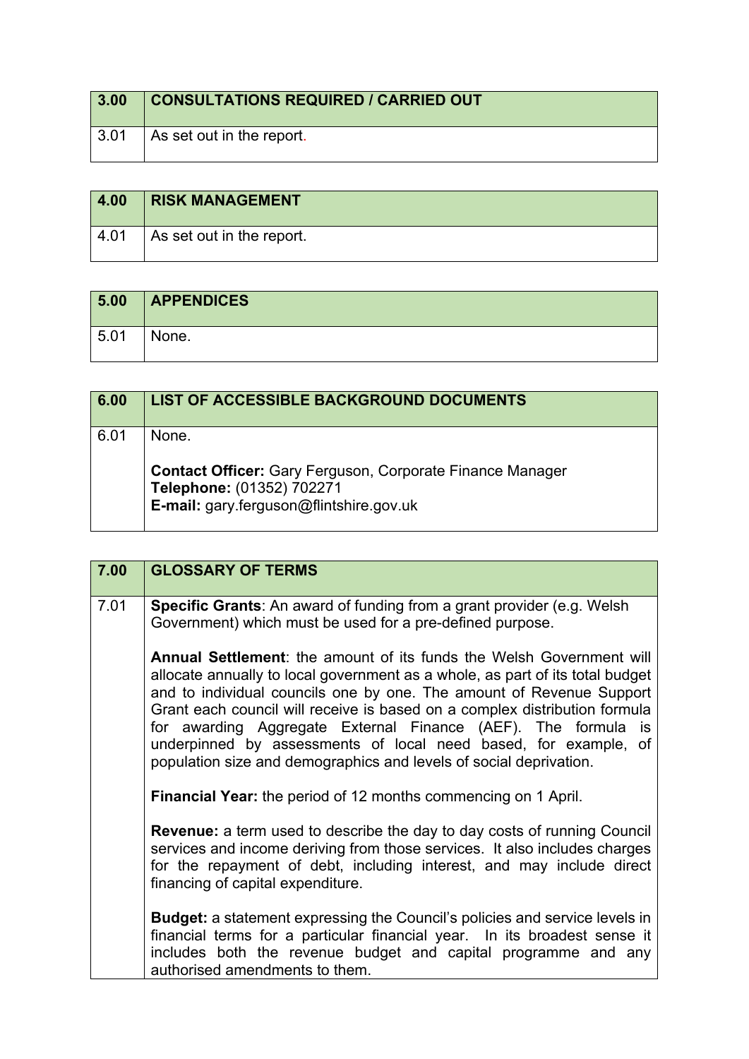| 3.00 | CONSULTATIONS REQUIRED / CARRIED OUT |
|---|---|
| 3.01 | As set out in the report. |

| 4.00 | RISK MANAGEMENT |
|---|---|
| 4.01 | As set out in the report. |

| 5.00 | APPENDICES |
|---|---|
| 5.01 | None. |

| 6.00 | LIST OF ACCESSIBLE BACKGROUND DOCUMENTS |
|---|---|
| 6.01 | None.<br><br>**Contact Officer:** Gary Ferguson, Corporate Finance Manager<br>**Telephone:** (01352) 702271<br>**E-mail:** gary.ferguson@flintshire.gov.uk |

| 7.00 | GLOSSARY OF TERMS |
|---|---|
| 7.01 | **Specific Grants**: An award of funding from a grant provider (e.g. Welsh Government) which must be used for a pre-defined purpose.<br><br>**Annual Settlement**: the amount of its funds the Welsh Government will allocate annually to local government as a whole, as part of its total budget and to individual councils one by one. The amount of Revenue Support Grant each council will receive is based on a complex distribution formula for awarding Aggregate External Finance (AEF). The formula is underpinned by assessments of local need based, for example, of population size and demographics and levels of social deprivation.<br><br>**Financial Year:** the period of 12 months commencing on 1 April.<br><br>**Revenue:** a term used to describe the day to day costs of running Council services and income deriving from those services. It also includes charges for the repayment of debt, including interest, and may include direct financing of capital expenditure.<br><br>**Budget:** a statement expressing the Council's policies and service levels in financial terms for a particular financial year. In its broadest sense it includes both the revenue budget and capital programme and any authorised amendments to them. |